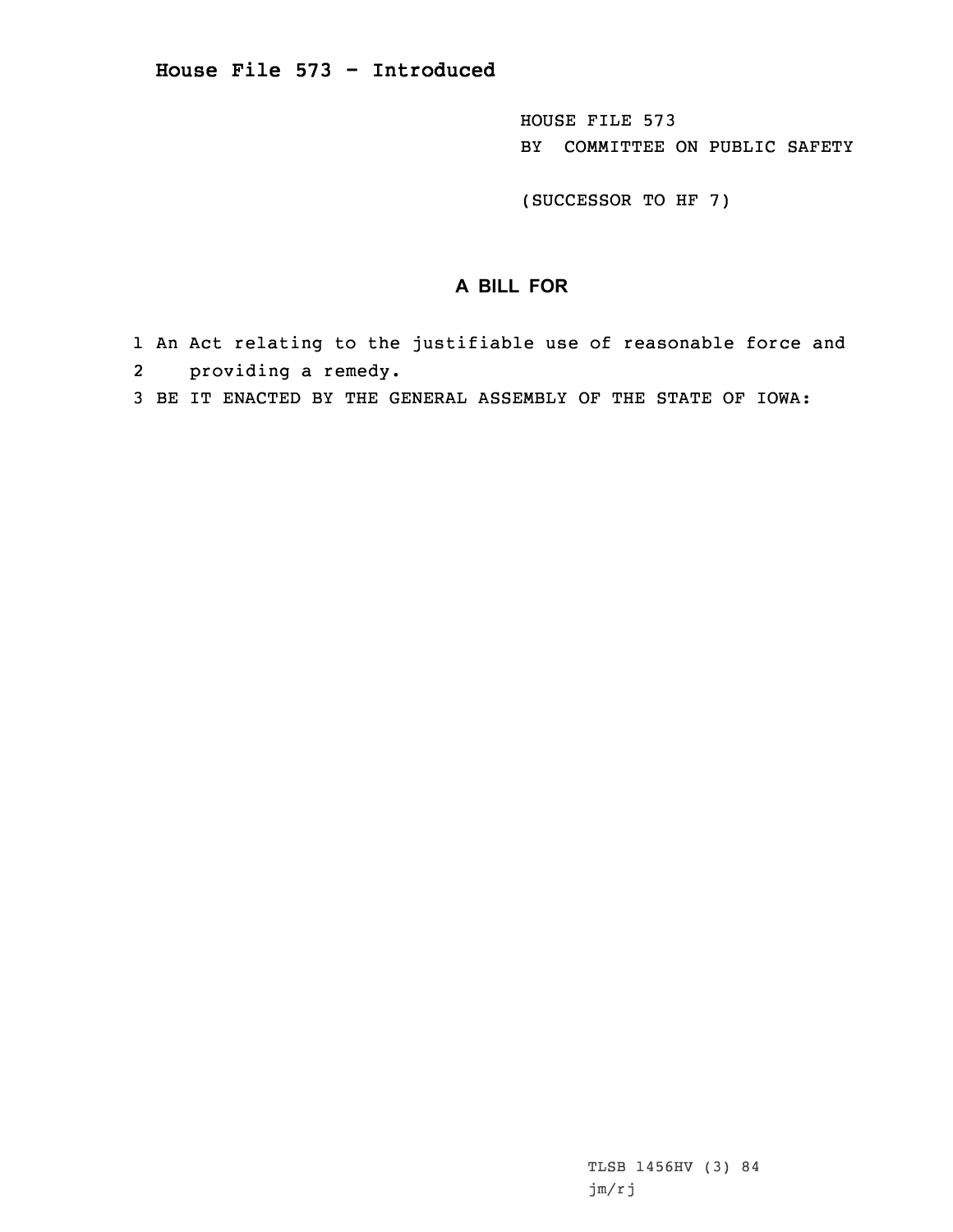# House File 573 - Introduced

HOUSE FILE 573
BY COMMITTEE ON PUBLIC SAFETY

(SUCCESSOR TO HF 7)

## A BILL FOR

1 An Act relating to the justifiable use of reasonable force and
2 providing a remedy.
3 BE IT ENACTED BY THE GENERAL ASSEMBLY OF THE STATE OF IOWA:

TLSB 1456HV (3) 84
jm/rj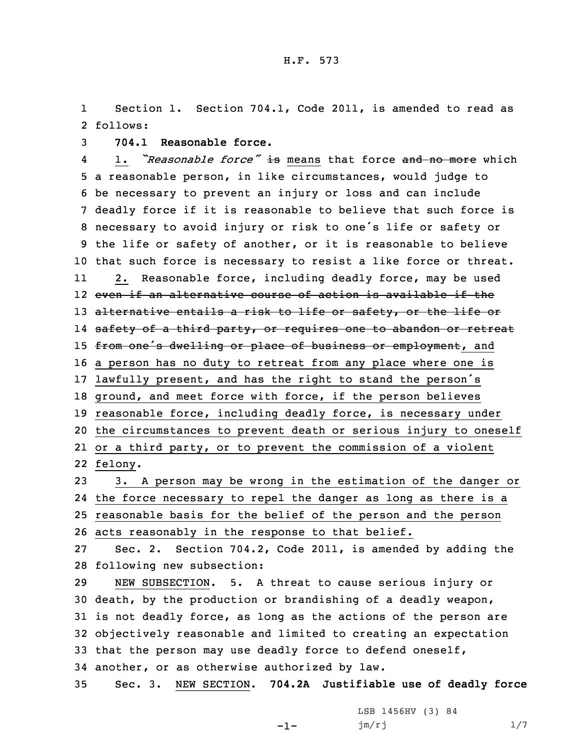Section 1. Section 704.1, Code 2011, is amended to read as follows:

**704.1 Reasonable force.**

1. *"Reasonable force"* ~~is~~ means that force ~~and no more~~ which a reasonable person, in like circumstances, would judge to be necessary to prevent an injury or loss and can include deadly force if it is reasonable to believe that such force is necessary to avoid injury or risk to one's life or safety or the life or safety of another, or it is reasonable to believe that such force is necessary to resist a like force or threat.

2. Reasonable force, including deadly force, may be used ~~even if an alternative course of action is available if the alternative entails a risk to life or safety, or the life or safety of a third party, or requires one to abandon or retreat from one's dwelling or place of business or employment~~, and a person has no duty to retreat from any place where one is lawfully present, and has the right to stand the person's ground, and meet force with force, if the person believes reasonable force, including deadly force, is necessary under the circumstances to prevent death or serious injury to oneself or a third party, or to prevent the commission of a violent felony.

3. A person may be wrong in the estimation of the danger or the force necessary to repel the danger as long as there is a reasonable basis for the belief of the person and the person acts reasonably in the response to that belief.

Sec. 2. Section 704.2, Code 2011, is amended by adding the following new subsection:

NEW SUBSECTION. 5. A threat to cause serious injury or death, by the production or brandishing of a deadly weapon, is not deadly force, as long as the actions of the person are objectively reasonable and limited to creating an expectation that the person may use deadly force to defend oneself, another, or as otherwise authorized by law.

Sec. 3. NEW SECTION. **704.2A Justifiable use of deadly force**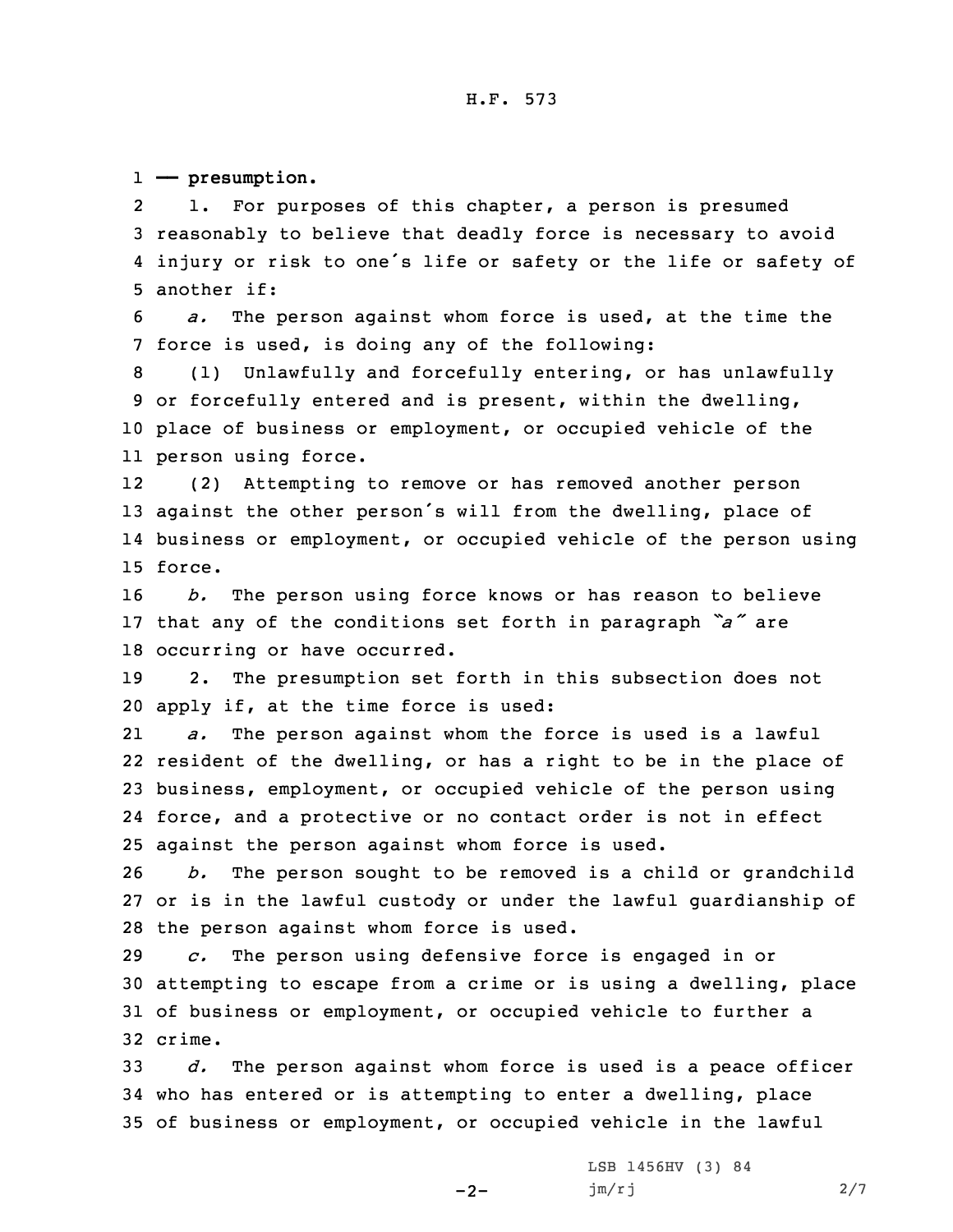**— presumption.**

1. For purposes of this chapter, a person is presumed reasonably to believe that deadly force is necessary to avoid injury or risk to one's life or safety or the life or safety of another if:

*a.* The person against whom force is used, at the time the force is used, is doing any of the following:

(1) Unlawfully and forcefully entering, or has unlawfully or forcefully entered and is present, within the dwelling, place of business or employment, or occupied vehicle of the person using force.

(2) Attempting to remove or has removed another person against the other person's will from the dwelling, place of business or employment, or occupied vehicle of the person using force.

*b.* The person using force knows or has reason to believe that any of the conditions set forth in paragraph *"a"* are occurring or have occurred.

2. The presumption set forth in this subsection does not apply if, at the time force is used:

*a.* The person against whom the force is used is a lawful resident of the dwelling, or has a right to be in the place of business, employment, or occupied vehicle of the person using force, and a protective or no contact order is not in effect against the person against whom force is used.

*b.* The person sought to be removed is a child or grandchild or is in the lawful custody or under the lawful guardianship of the person against whom force is used.

*c.* The person using defensive force is engaged in or attempting to escape from a crime or is using a dwelling, place of business or employment, or occupied vehicle to further a crime.

*d.* The person against whom force is used is a peace officer who has entered or is attempting to enter a dwelling, place of business or employment, or occupied vehicle in the lawful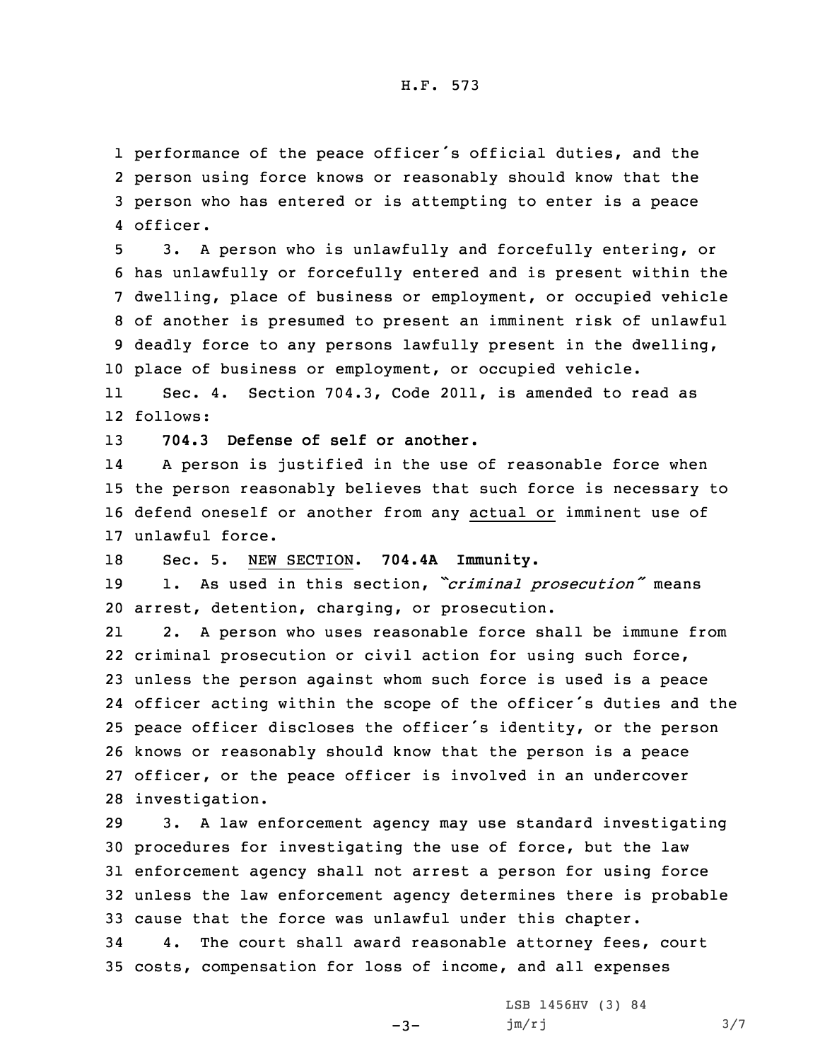performance of the peace officer's official duties, and the person using force knows or reasonably should know that the person who has entered or is attempting to enter is a peace officer.

3. A person who is unlawfully and forcefully entering, or has unlawfully or forcefully entered and is present within the dwelling, place of business or employment, or occupied vehicle of another is presumed to present an imminent risk of unlawful deadly force to any persons lawfully present in the dwelling, place of business or employment, or occupied vehicle.

Sec. 4. Section 704.3, Code 2011, is amended to read as follows:

**704.3 Defense of self or another.**

A person is justified in the use of reasonable force when the person reasonably believes that such force is necessary to defend oneself or another from any actual or imminent use of unlawful force.

Sec. 5. NEW SECTION. **704.4A Immunity.**

1. As used in this section, *"criminal prosecution"* means arrest, detention, charging, or prosecution.

2. A person who uses reasonable force shall be immune from criminal prosecution or civil action for using such force, unless the person against whom such force is used is a peace officer acting within the scope of the officer's duties and the peace officer discloses the officer's identity, or the person knows or reasonably should know that the person is a peace officer, or the peace officer is involved in an undercover investigation.

3. A law enforcement agency may use standard investigating procedures for investigating the use of force, but the law enforcement agency shall not arrest a person for using force unless the law enforcement agency determines there is probable cause that the force was unlawful under this chapter.

4. The court shall award reasonable attorney fees, court costs, compensation for loss of income, and all expenses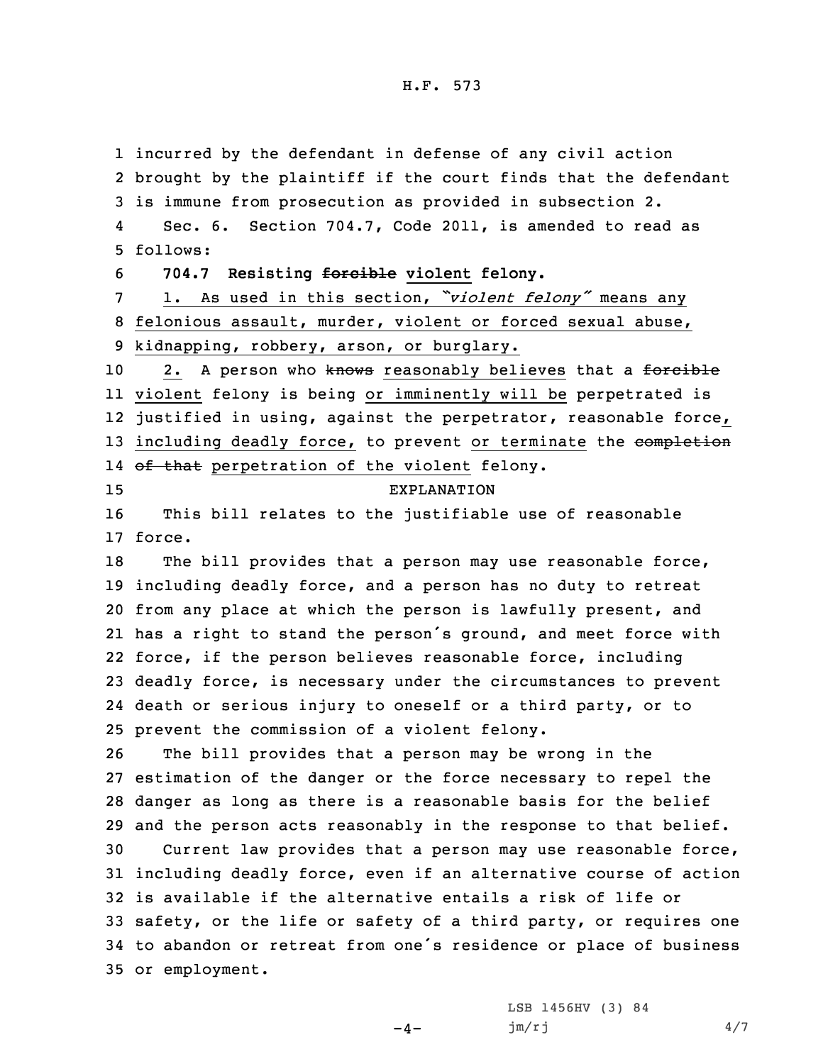incurred by the defendant in defense of any civil action brought by the plaintiff if the court finds that the defendant is immune from prosecution as provided in subsection 2.

Sec. 6. Section 704.7, Code 2011, is amended to read as follows:

**704.7 Resisting ~~forcible~~ violent felony.**

1. As used in this section, *"violent felony"* means any felonious assault, murder, violent or forced sexual abuse, kidnapping, robbery, arson, or burglary.

2. A person who ~~knows~~ reasonably believes that a ~~forcible~~ violent felony is being or imminently will be perpetrated is justified in using, against the perpetrator, reasonable force, including deadly force, to prevent or terminate the ~~completion of that~~ perpetration of the violent felony.

EXPLANATION

This bill relates to the justifiable use of reasonable force.

The bill provides that a person may use reasonable force, including deadly force, and a person has no duty to retreat from any place at which the person is lawfully present, and has a right to stand the person's ground, and meet force with force, if the person believes reasonable force, including deadly force, is necessary under the circumstances to prevent death or serious injury to oneself or a third party, or to prevent the commission of a violent felony.

The bill provides that a person may be wrong in the estimation of the danger or the force necessary to repel the danger as long as there is a reasonable basis for the belief and the person acts reasonably in the response to that belief.

Current law provides that a person may use reasonable force, including deadly force, even if an alternative course of action is available if the alternative entails a risk of life or safety, or the life or safety of a third party, or requires one to abandon or retreat from one's residence or place of business or employment.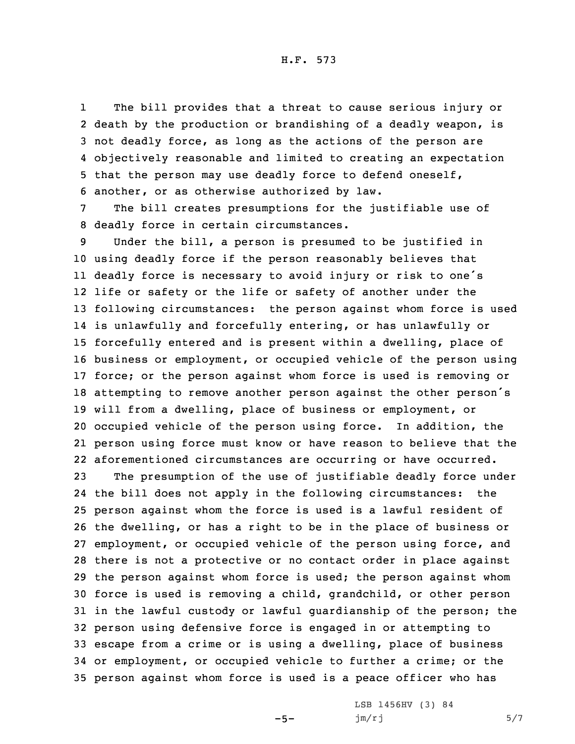The bill provides that a threat to cause serious injury or death by the production or brandishing of a deadly weapon, is not deadly force, as long as the actions of the person are objectively reasonable and limited to creating an expectation that the person may use deadly force to defend oneself, another, or as otherwise authorized by law.

The bill creates presumptions for the justifiable use of deadly force in certain circumstances.

Under the bill, a person is presumed to be justified in using deadly force if the person reasonably believes that deadly force is necessary to avoid injury or risk to one's life or safety or the life or safety of another under the following circumstances: the person against whom force is used is unlawfully and forcefully entering, or has unlawfully or forcefully entered and is present within a dwelling, place of business or employment, or occupied vehicle of the person using force; or the person against whom force is used is removing or attempting to remove another person against the other person's will from a dwelling, place of business or employment, or occupied vehicle of the person using force. In addition, the person using force must know or have reason to believe that the aforementioned circumstances are occurring or have occurred.

The presumption of the use of justifiable deadly force under the bill does not apply in the following circumstances: the person against whom the force is used is a lawful resident of the dwelling, or has a right to be in the place of business or employment, or occupied vehicle of the person using force, and there is not a protective or no contact order in place against the person against whom force is used; the person against whom force is used is removing a child, grandchild, or other person in the lawful custody or lawful guardianship of the person; the person using defensive force is engaged in or attempting to escape from a crime or is using a dwelling, place of business or employment, or occupied vehicle to further a crime; or the person against whom force is used is a peace officer who has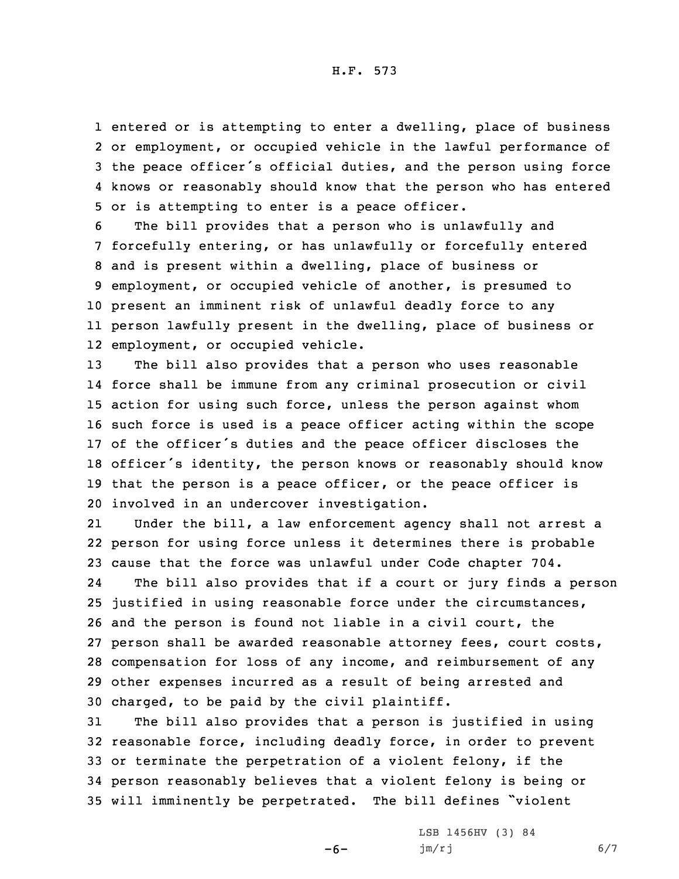entered or is attempting to enter a dwelling, place of business or employment, or occupied vehicle in the lawful performance of the peace officer's official duties, and the person using force knows or reasonably should know that the person who has entered or is attempting to enter is a peace officer.

The bill provides that a person who is unlawfully and forcefully entering, or has unlawfully or forcefully entered and is present within a dwelling, place of business or employment, or occupied vehicle of another, is presumed to present an imminent risk of unlawful deadly force to any person lawfully present in the dwelling, place of business or employment, or occupied vehicle.

The bill also provides that a person who uses reasonable force shall be immune from any criminal prosecution or civil action for using such force, unless the person against whom such force is used is a peace officer acting within the scope of the officer's duties and the peace officer discloses the officer's identity, the person knows or reasonably should know that the person is a peace officer, or the peace officer is involved in an undercover investigation.

Under the bill, a law enforcement agency shall not arrest a person for using force unless it determines there is probable cause that the force was unlawful under Code chapter 704.

The bill also provides that if a court or jury finds a person justified in using reasonable force under the circumstances, and the person is found not liable in a civil court, the person shall be awarded reasonable attorney fees, court costs, compensation for loss of any income, and reimbursement of any other expenses incurred as a result of being arrested and charged, to be paid by the civil plaintiff.

The bill also provides that a person is justified in using reasonable force, including deadly force, in order to prevent or terminate the perpetration of a violent felony, if the person reasonably believes that a violent felony is being or will imminently be perpetrated. The bill defines "violent

LSB 1456HV (3) 84
jm/rj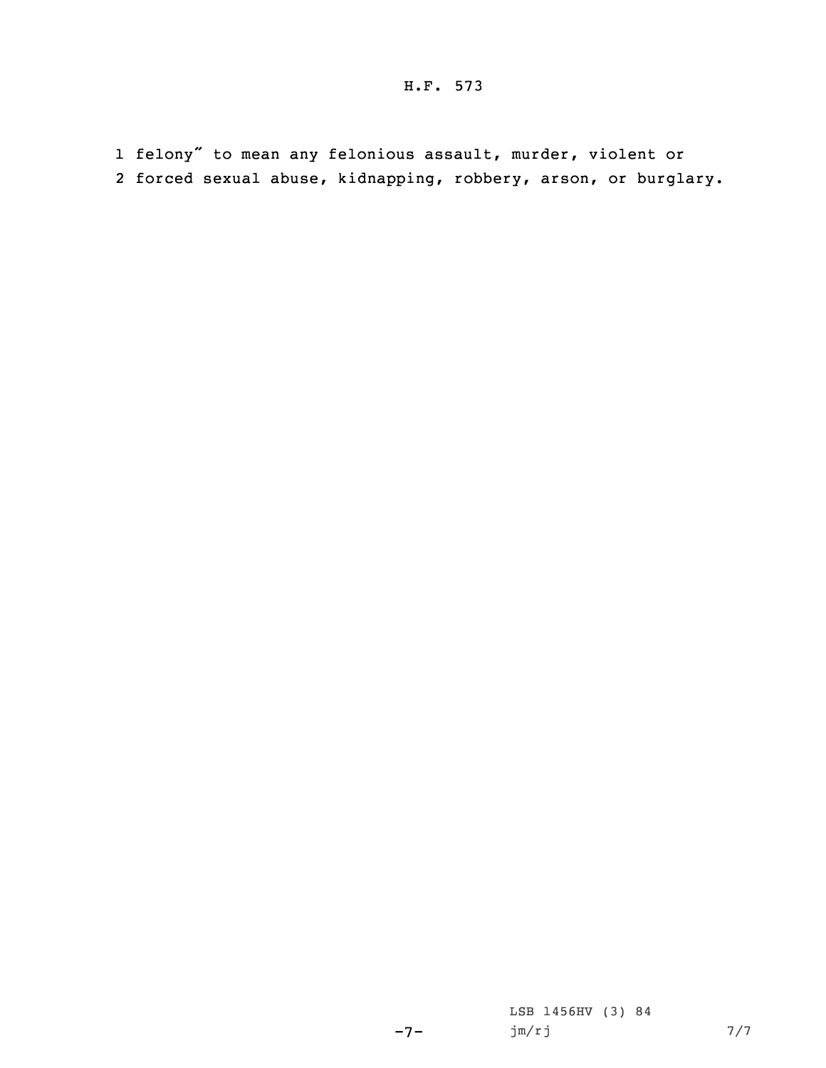1 felony" to mean any felonious assault, murder, violent or
2 forced sexual abuse, kidnapping, robbery, arson, or burglary.

LSB 1456HV (3) 84
jm/rj